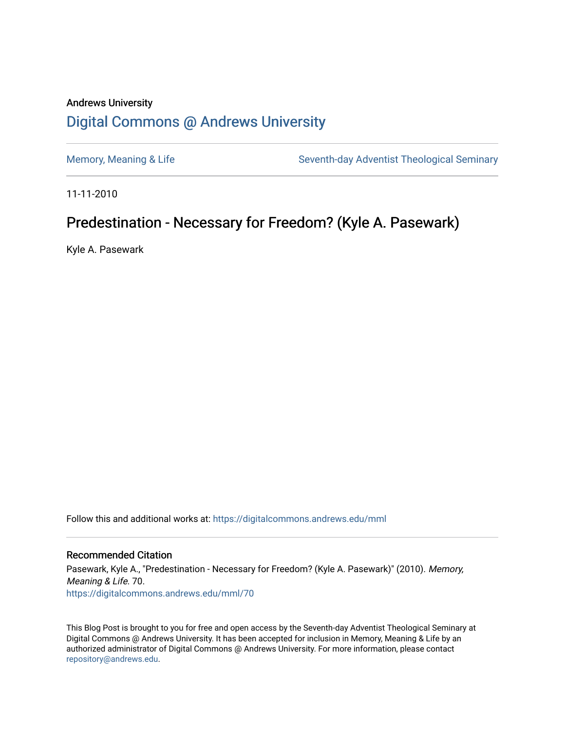Andrews University

# Digital Commons @ Andrews University

Memory, Meaning & Life

Seventh-day Adventist Theological Seminary

11-11-2010

## Predestination - Necessary for Freedom? (Kyle A. Pasewark)

Kyle A. Pasewark

Follow this and additional works at: https://digitalcommons.andrews.edu/mml

### Recommended Citation

Pasewark, Kyle A., "Predestination - Necessary for Freedom? (Kyle A. Pasewark)" (2010). *Memory, Meaning & Life*. 70.
https://digitalcommons.andrews.edu/mml/70

This Blog Post is brought to you for free and open access by the Seventh-day Adventist Theological Seminary at Digital Commons @ Andrews University. It has been accepted for inclusion in Memory, Meaning & Life by an authorized administrator of Digital Commons @ Andrews University. For more information, please contact repository@andrews.edu.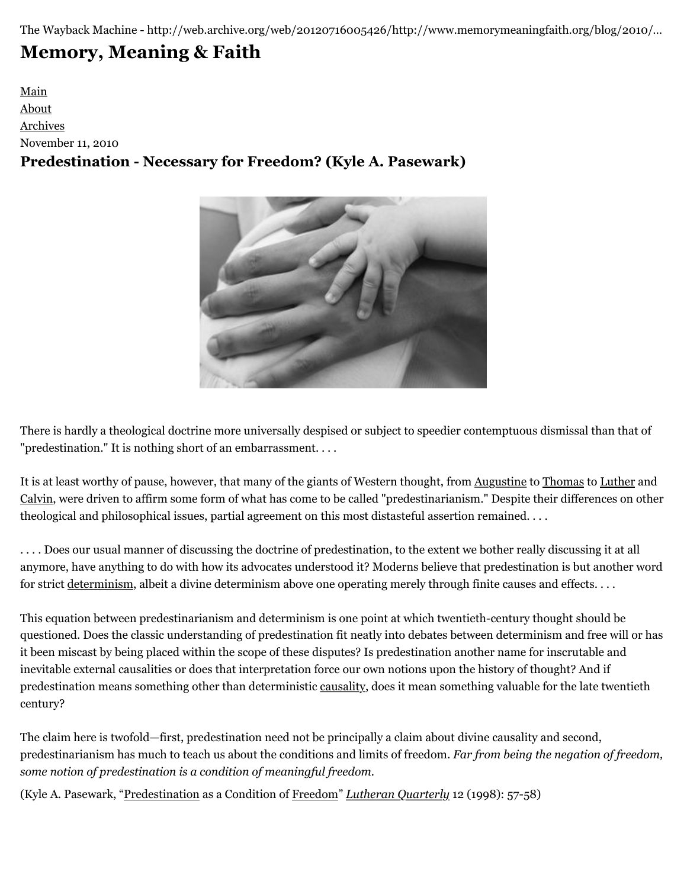The Wayback Machine - http://web.archive.org/web/20120716005426/http://www.memorymeaningfaith.org/blog/2010/...

# Memory, Meaning & Faith

Main
About
Archives

November 11, 2010

## Predestination - Necessary for Freedom? (Kyle A. Pasewark)

There is hardly a theological doctrine more universally despised or subject to speedier contemptuous dismissal than that of "predestination." It is nothing short of an embarrassment. . . .

It is at least worthy of pause, however, that many of the giants of Western thought, from Augustine to Thomas to Luther and Calvin, were driven to affirm some form of what has come to be called "predestinarianism." Despite their differences on other theological and philosophical issues, partial agreement on this most distasteful assertion remained. . . .

. . . . Does our usual manner of discussing the doctrine of predestination, to the extent we bother really discussing it at all anymore, have anything to do with how its advocates understood it? Moderns believe that predestination is but another word for strict determinism, albeit a divine determinism above one operating merely through finite causes and effects. . . .

This equation between predestinarianism and determinism is one point at which twentieth-century thought should be questioned. Does the classic understanding of predestination fit neatly into debates between determinism and free will or has it been miscast by being placed within the scope of these disputes? Is predestination another name for inscrutable and inevitable external causalities or does that interpretation force our own notions upon the history of thought? And if predestination means something other than deterministic causality, does it mean something valuable for the late twentieth century?

The claim here is twofold—first, predestination need not be principally a claim about divine causality and second, predestinarianism has much to teach us about the conditions and limits of freedom. *Far from being the negation of freedom, some notion of predestination is a condition of meaningful freedom.*

(Kyle A. Pasewark, "Predestination as a Condition of Freedom" *Lutheran Quarterly* 12 (1998): 57-58)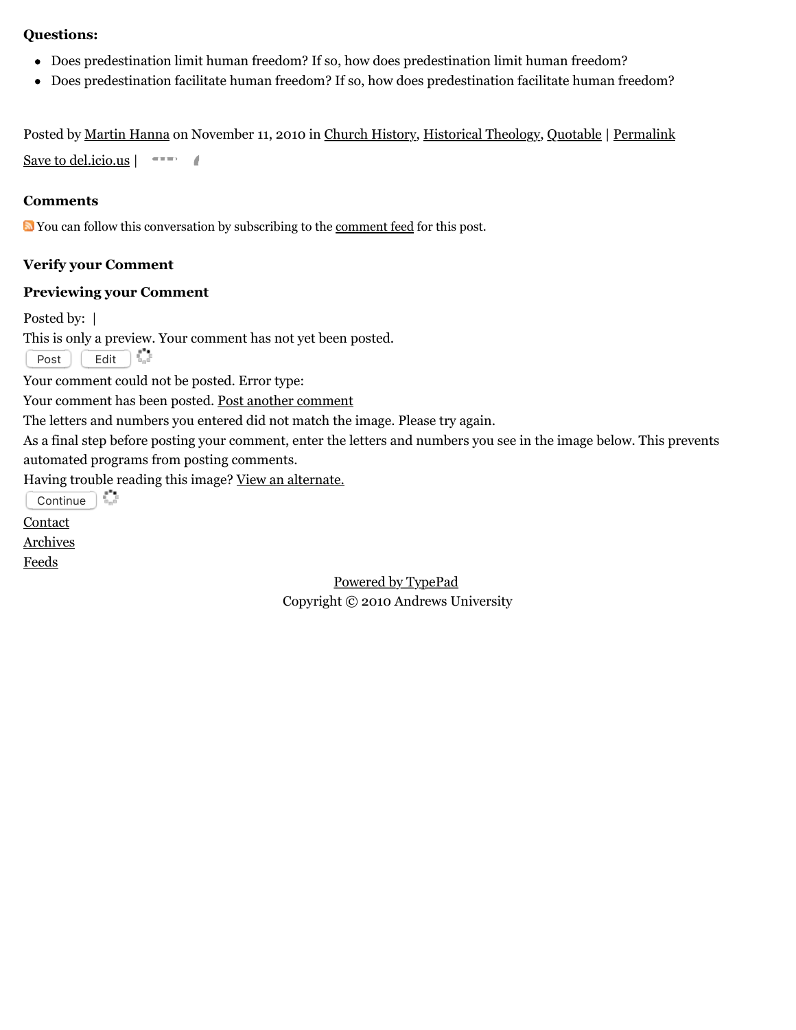**Questions:**

- Does predestination limit human freedom? If so, how does predestination limit human freedom?
- Does predestination facilitate human freedom? If so, how does predestination facilitate human freedom?

Posted by Martin Hanna on November 11, 2010 in Church History, Historical Theology, Quotable | Permalink

Save to del.icio.us |

### Comments

You can follow this conversation by subscribing to the comment feed for this post.

### Verify your Comment

### Previewing your Comment

Posted by: |

This is only a preview. Your comment has not yet been posted.

Post Edit

Your comment could not be posted. Error type:

Your comment has been posted. Post another comment

The letters and numbers you entered did not match the image. Please try again.

As a final step before posting your comment, enter the letters and numbers you see in the image below. This prevents automated programs from posting comments.

Having trouble reading this image? View an alternate.

Continue

Contact

Archives

Feeds

Powered by TypePad

Copyright © 2010 Andrews University